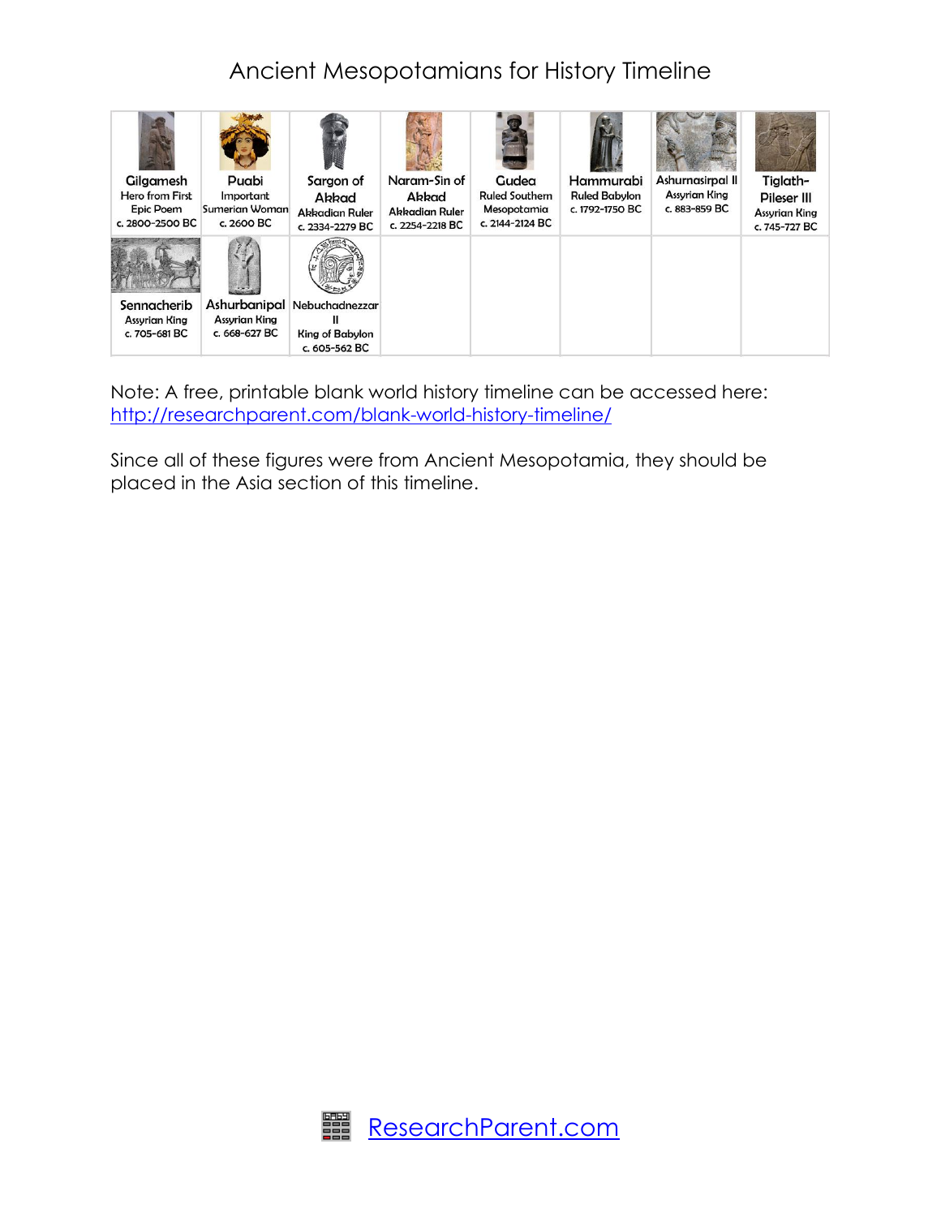# Ancient Mesopotamians for History Timeline

| | | | | | | | |
|---|---|---|---|---|---|---|---|
| **Gilgamesh** Hero from First Epic Poem c. 2800-2500 BC | **Puabi** Important Sumerian Woman c. 2600 BC | **Sargon of Akkad** Akkadian Ruler c. 2334-2279 BC | **Naram-Sin of Akkad** Akkadian Ruler c. 2254-2218 BC | **Gudea** Ruled Southern Mesopotamia c. 2144-2124 BC | **Hammurabi** Ruled Babylon c. 1792-1750 BC | **Ashurnasirpal II** Assyrian King c. 883-859 BC | **Tiglath-Pileser III** Assyrian King c. 745-727 BC |
| **Sennacherib** Assyrian King c. 705-681 BC | **Ashurbanipal** Assyrian King c. 668-627 BC | **Nebuchadnezzar II** King of Babylon c. 605-562 BC | | | | | |

Note: A free, printable blank world history timeline can be accessed here: http://researchparent.com/blank-world-history-timeline/

Since all of these figures were from Ancient Mesopotamia, they should be placed in the Asia section of this timeline.

ResearchParent.com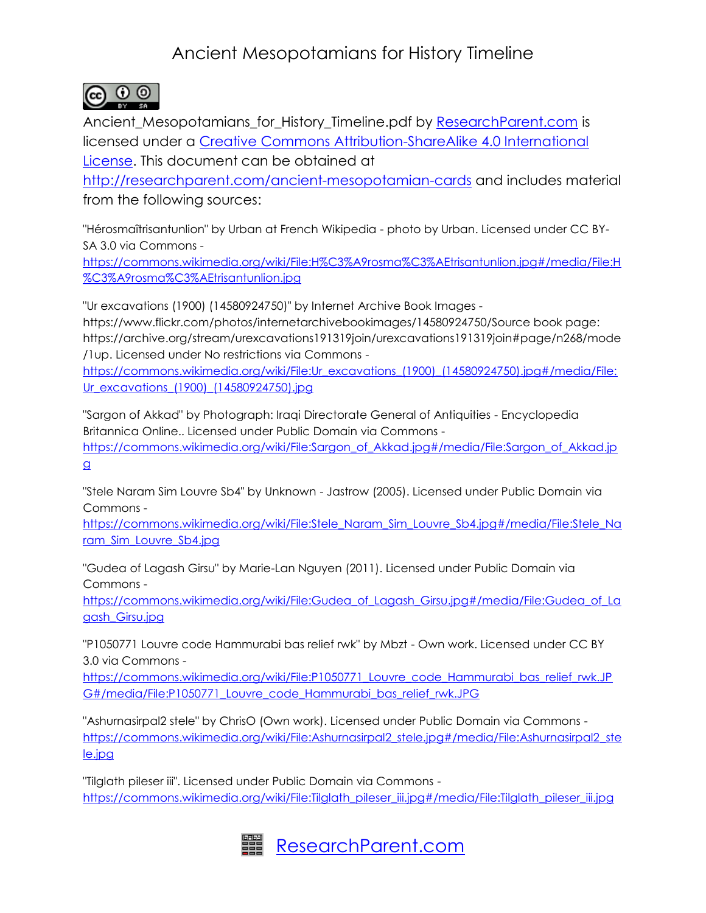# Ancient Mesopotamians for History Timeline

Ancient_Mesopotamians_for_History_Timeline.pdf by [ResearchParent.com](http://researchparent.com) is licensed under a [Creative Commons Attribution-ShareAlike 4.0 International License](https://creativecommons.org/licenses/by-sa/4.0/). This document can be obtained at [http://researchparent.com/ancient-mesopotamian-cards](http://researchparent.com/ancient-mesopotamian-cards) and includes material from the following sources:

"Hérosmaîtrisantunlion" by Urban at French Wikipedia - photo by Urban. Licensed under CC BY-SA 3.0 via Commons - [https://commons.wikimedia.org/wiki/File:H%C3%A9rosma%C3%AEtrisantunlion.jpg#/media/File:H%C3%A9rosma%C3%AEtrisantunlion.jpg](https://commons.wikimedia.org/wiki/File:H%C3%A9rosma%C3%AEtrisantunlion.jpg#/media/File:H%C3%A9rosma%C3%AEtrisantunlion.jpg)

"Ur excavations (1900) (14580924750)" by Internet Archive Book Images - https://www.flickr.com/photos/internetarchivebookimages/14580924750/Source book page: https://archive.org/stream/urexcavations191319join/urexcavations191319join#page/n268/mode/1up. Licensed under No restrictions via Commons - [https://commons.wikimedia.org/wiki/File:Ur_excavations_(1900)_(14580924750).jpg#/media/File:Ur_excavations_(1900)_(14580924750).jpg](https://commons.wikimedia.org/wiki/File:Ur_excavations_(1900)_(14580924750).jpg#/media/File:Ur_excavations_(1900)_(14580924750).jpg)

"Sargon of Akkad" by Photograph: Iraqi Directorate General of Antiquities - Encyclopedia Britannica Online.. Licensed under Public Domain via Commons - [https://commons.wikimedia.org/wiki/File:Sargon_of_Akkad.jpg#/media/File:Sargon_of_Akkad.jpg](https://commons.wikimedia.org/wiki/File:Sargon_of_Akkad.jpg#/media/File:Sargon_of_Akkad.jpg)

"Stele Naram Sim Louvre Sb4" by Unknown - Jastrow (2005). Licensed under Public Domain via Commons - [https://commons.wikimedia.org/wiki/File:Stele_Naram_Sim_Louvre_Sb4.jpg#/media/File:Stele_Naram_Sim_Louvre_Sb4.jpg](https://commons.wikimedia.org/wiki/File:Stele_Naram_Sim_Louvre_Sb4.jpg#/media/File:Stele_Naram_Sim_Louvre_Sb4.jpg)

"Gudea of Lagash Girsu" by Marie-Lan Nguyen (2011). Licensed under Public Domain via Commons - [https://commons.wikimedia.org/wiki/File:Gudea_of_Lagash_Girsu.jpg#/media/File:Gudea_of_Lagash_Girsu.jpg](https://commons.wikimedia.org/wiki/File:Gudea_of_Lagash_Girsu.jpg#/media/File:Gudea_of_Lagash_Girsu.jpg)

"P1050771 Louvre code Hammurabi bas relief rwk" by Mbzt - Own work. Licensed under CC BY 3.0 via Commons - [https://commons.wikimedia.org/wiki/File:P1050771_Louvre_code_Hammurabi_bas_relief_rwk.JPG#/media/File:P1050771_Louvre_code_Hammurabi_bas_relief_rwk.JPG](https://commons.wikimedia.org/wiki/File:P1050771_Louvre_code_Hammurabi_bas_relief_rwk.JPG#/media/File:P1050771_Louvre_code_Hammurabi_bas_relief_rwk.JPG)

"Ashurnasirpal2 stele" by ChrisO (Own work). Licensed under Public Domain via Commons - [https://commons.wikimedia.org/wiki/File:Ashurnasirpal2_stele.jpg#/media/File:Ashurnasirpal2_stele.jpg](https://commons.wikimedia.org/wiki/File:Ashurnasirpal2_stele.jpg#/media/File:Ashurnasirpal2_stele.jpg)

"Tilglath pileser iii". Licensed under Public Domain via Commons - [https://commons.wikimedia.org/wiki/File:Tilglath_pileser_iii.jpg#/media/File:Tilglath_pileser_iii.jpg](https://commons.wikimedia.org/wiki/File:Tilglath_pileser_iii.jpg#/media/File:Tilglath_pileser_iii.jpg)

[ResearchParent.com](http://researchparent.com)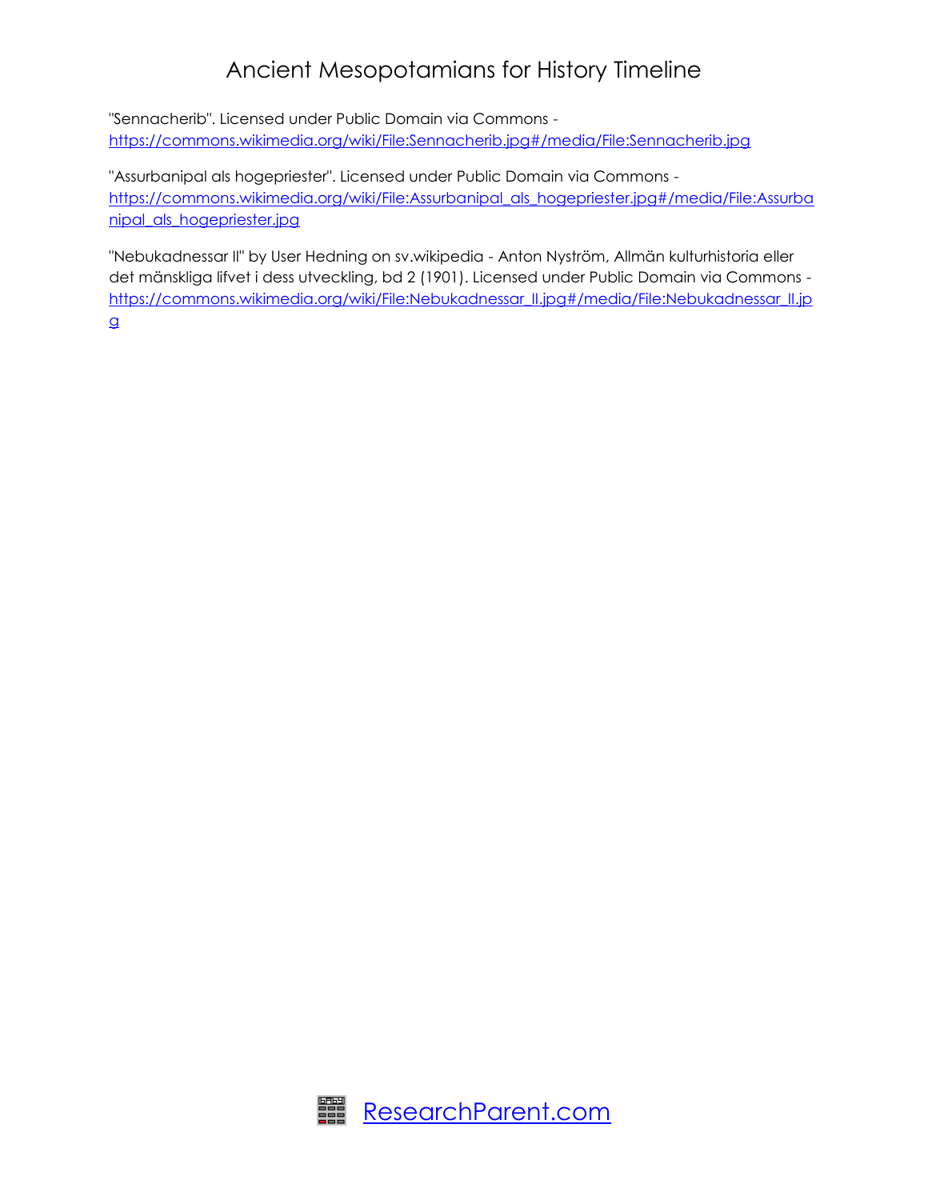# Ancient Mesopotamians for History Timeline

"Sennacherib". Licensed under Public Domain via Commons - https://commons.wikimedia.org/wiki/File:Sennacherib.jpg#/media/File:Sennacherib.jpg

"Assurbanipal als hogepriester". Licensed under Public Domain via Commons - https://commons.wikimedia.org/wiki/File:Assurbanipal_als_hogepriester.jpg#/media/File:Assurbanipal_als_hogepriester.jpg

"Nebukadnessar II" by User Hedning on sv.wikipedia - Anton Nyström, Allmän kulturhistoria eller det mänskliga lifvet i dess utveckling, bd 2 (1901). Licensed under Public Domain via Commons - https://commons.wikimedia.org/wiki/File:Nebukadnessar_II.jpg#/media/File:Nebukadnessar_II.jpg

ResearchParent.com